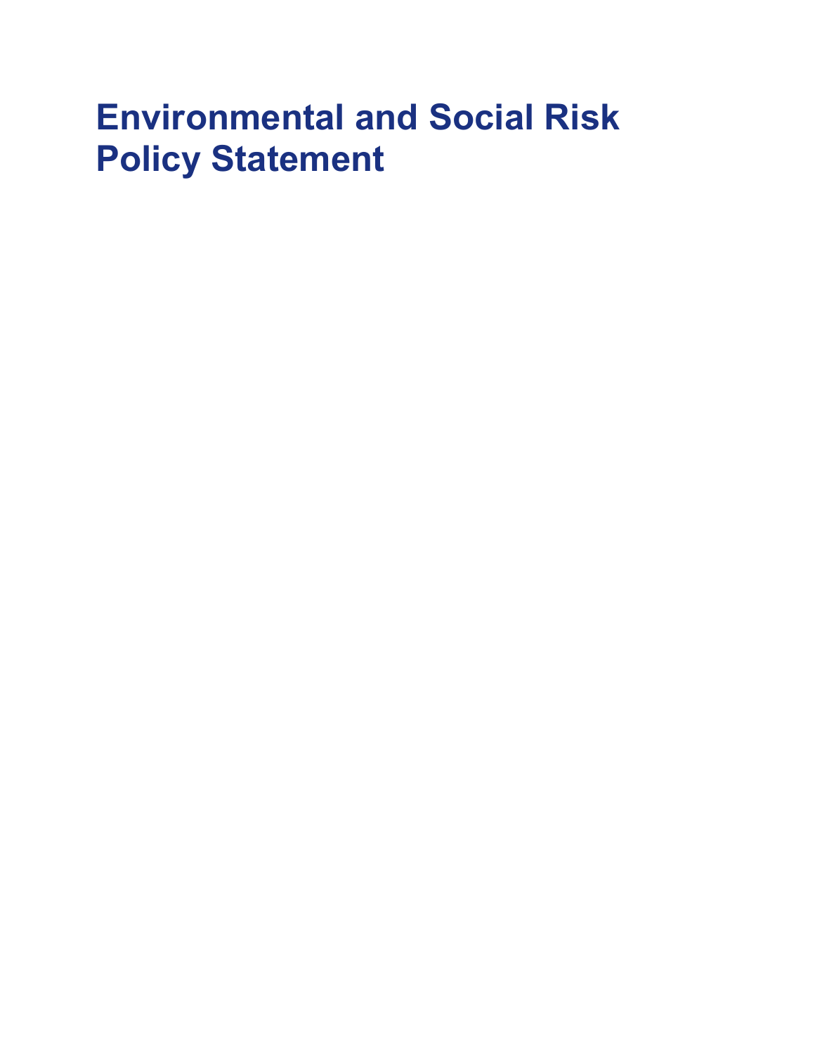# Environmental and Social Risk Policy Statement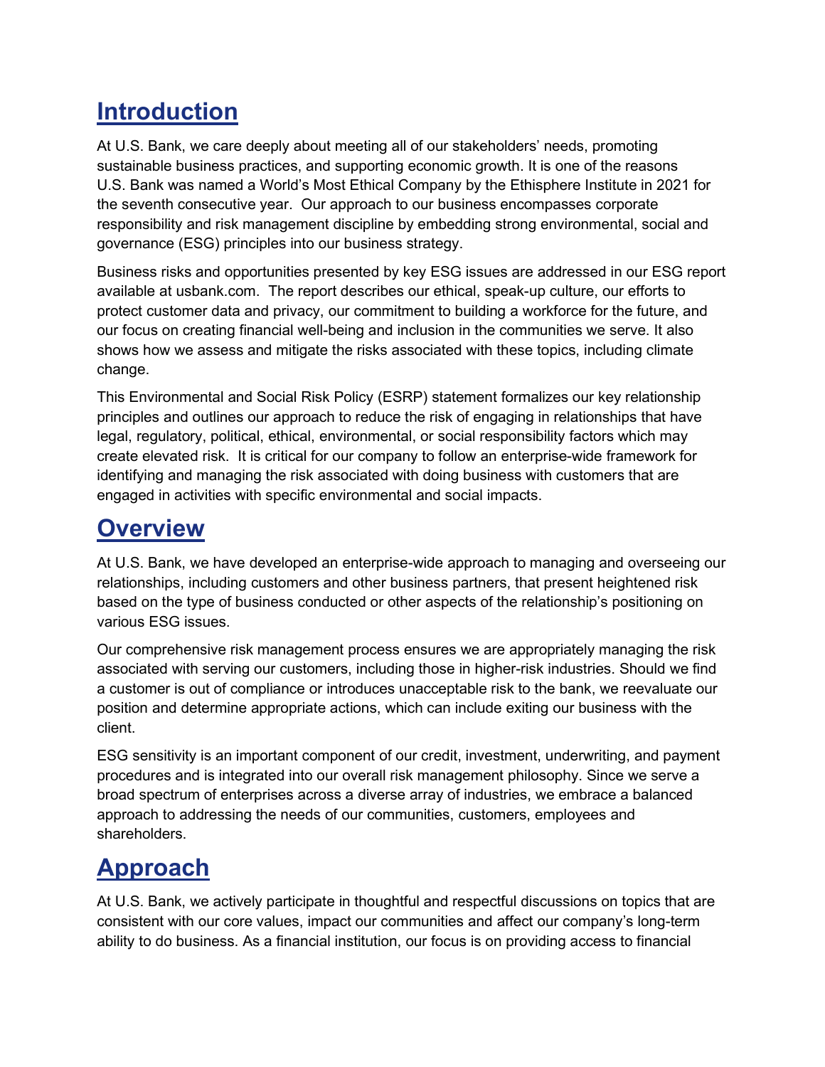## Introduction

At U.S. Bank, we care deeply about meeting all of our stakeholders' needs, promoting sustainable business practices, and supporting economic growth. It is one of the reasons U.S. Bank was named a World's Most Ethical Company by the Ethisphere Institute in 2021 for the seventh consecutive year. Our approach to our business encompasses corporate responsibility and risk management discipline by embedding strong environmental, social and governance (ESG) principles into our business strategy.

Business risks and opportunities presented by key ESG issues are addressed in our ESG report available at usbank.com. The report describes our ethical, speak-up culture, our efforts to protect customer data and privacy, our commitment to building a workforce for the future, and our focus on creating financial well-being and inclusion in the communities we serve. It also shows how we assess and mitigate the risks associated with these topics, including climate change.

This Environmental and Social Risk Policy (ESRP) statement formalizes our key relationship principles and outlines our approach to reduce the risk of engaging in relationships that have legal, regulatory, political, ethical, environmental, or social responsibility factors which may create elevated risk. It is critical for our company to follow an enterprise-wide framework for identifying and managing the risk associated with doing business with customers that are engaged in activities with specific environmental and social impacts.

## Overview

At U.S. Bank, we have developed an enterprise-wide approach to managing and overseeing our relationships, including customers and other business partners, that present heightened risk based on the type of business conducted or other aspects of the relationship's positioning on various ESG issues.

Our comprehensive risk management process ensures we are appropriately managing the risk associated with serving our customers, including those in higher-risk industries. Should we find a customer is out of compliance or introduces unacceptable risk to the bank, we reevaluate our position and determine appropriate actions, which can include exiting our business with the client.

ESG sensitivity is an important component of our credit, investment, underwriting, and payment procedures and is integrated into our overall risk management philosophy. Since we serve a broad spectrum of enterprises across a diverse array of industries, we embrace a balanced approach to addressing the needs of our communities, customers, employees and shareholders.

## Approach

At U.S. Bank, we actively participate in thoughtful and respectful discussions on topics that are consistent with our core values, impact our communities and affect our company's long-term ability to do business. As a financial institution, our focus is on providing access to financial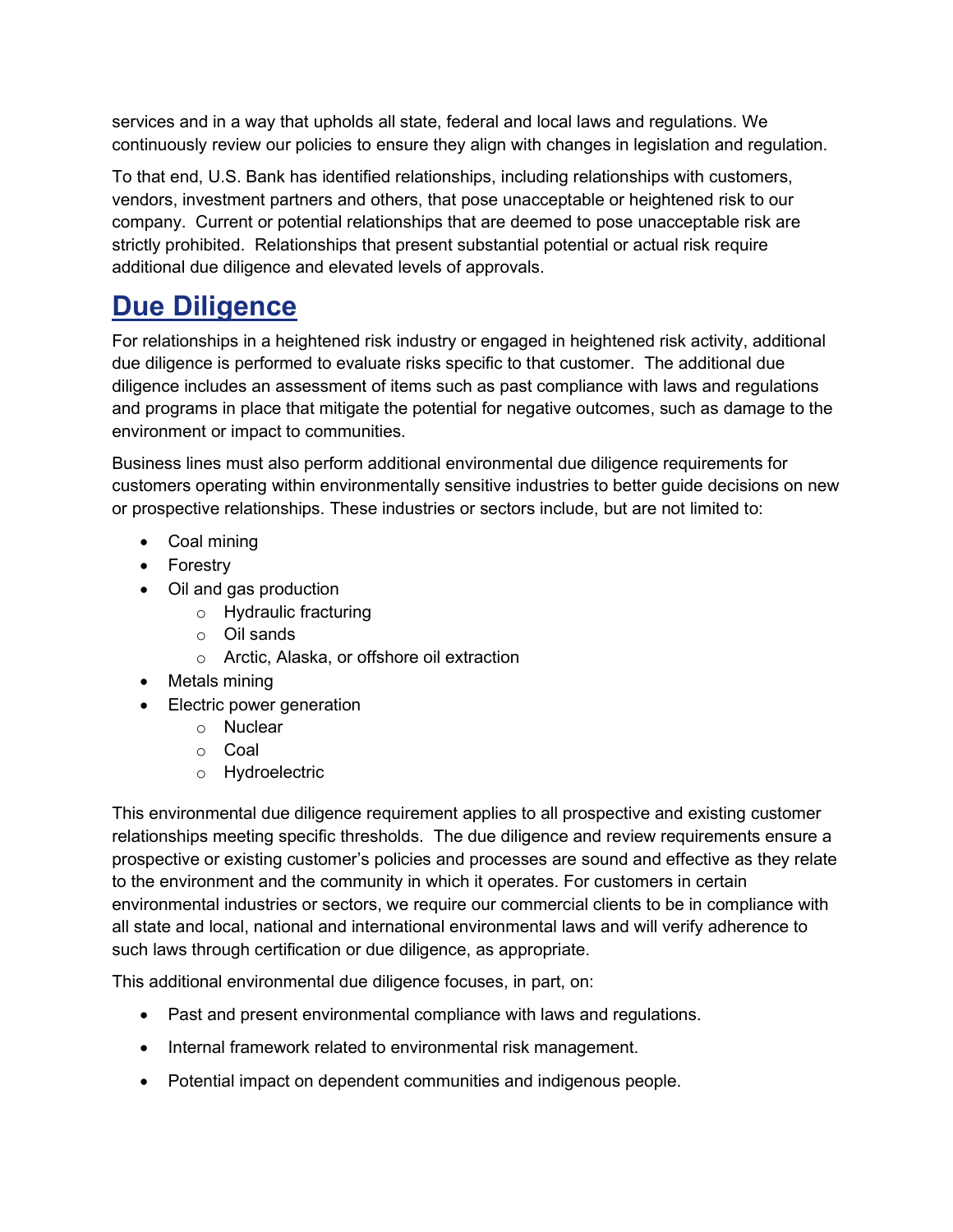services and in a way that upholds all state, federal and local laws and regulations. We continuously review our policies to ensure they align with changes in legislation and regulation.

To that end, U.S. Bank has identified relationships, including relationships with customers, vendors, investment partners and others, that pose unacceptable or heightened risk to our company. Current or potential relationships that are deemed to pose unacceptable risk are strictly prohibited. Relationships that present substantial potential or actual risk require additional due diligence and elevated levels of approvals.

# Due Diligence

For relationships in a heightened risk industry or engaged in heightened risk activity, additional due diligence is performed to evaluate risks specific to that customer. The additional due diligence includes an assessment of items such as past compliance with laws and regulations and programs in place that mitigate the potential for negative outcomes, such as damage to the environment or impact to communities.

Business lines must also perform additional environmental due diligence requirements for customers operating within environmentally sensitive industries to better guide decisions on new or prospective relationships. These industries or sectors include, but are not limited to:

- Coal mining
- Forestry
- Oil and gas production
  - Hydraulic fracturing
  - Oil sands
  - Arctic, Alaska, or offshore oil extraction
- Metals mining
- Electric power generation
  - Nuclear
  - Coal
  - Hydroelectric

This environmental due diligence requirement applies to all prospective and existing customer relationships meeting specific thresholds. The due diligence and review requirements ensure a prospective or existing customer's policies and processes are sound and effective as they relate to the environment and the community in which it operates. For customers in certain environmental industries or sectors, we require our commercial clients to be in compliance with all state and local, national and international environmental laws and will verify adherence to such laws through certification or due diligence, as appropriate.

This additional environmental due diligence focuses, in part, on:

- Past and present environmental compliance with laws and regulations.
- Internal framework related to environmental risk management.
- Potential impact on dependent communities and indigenous people.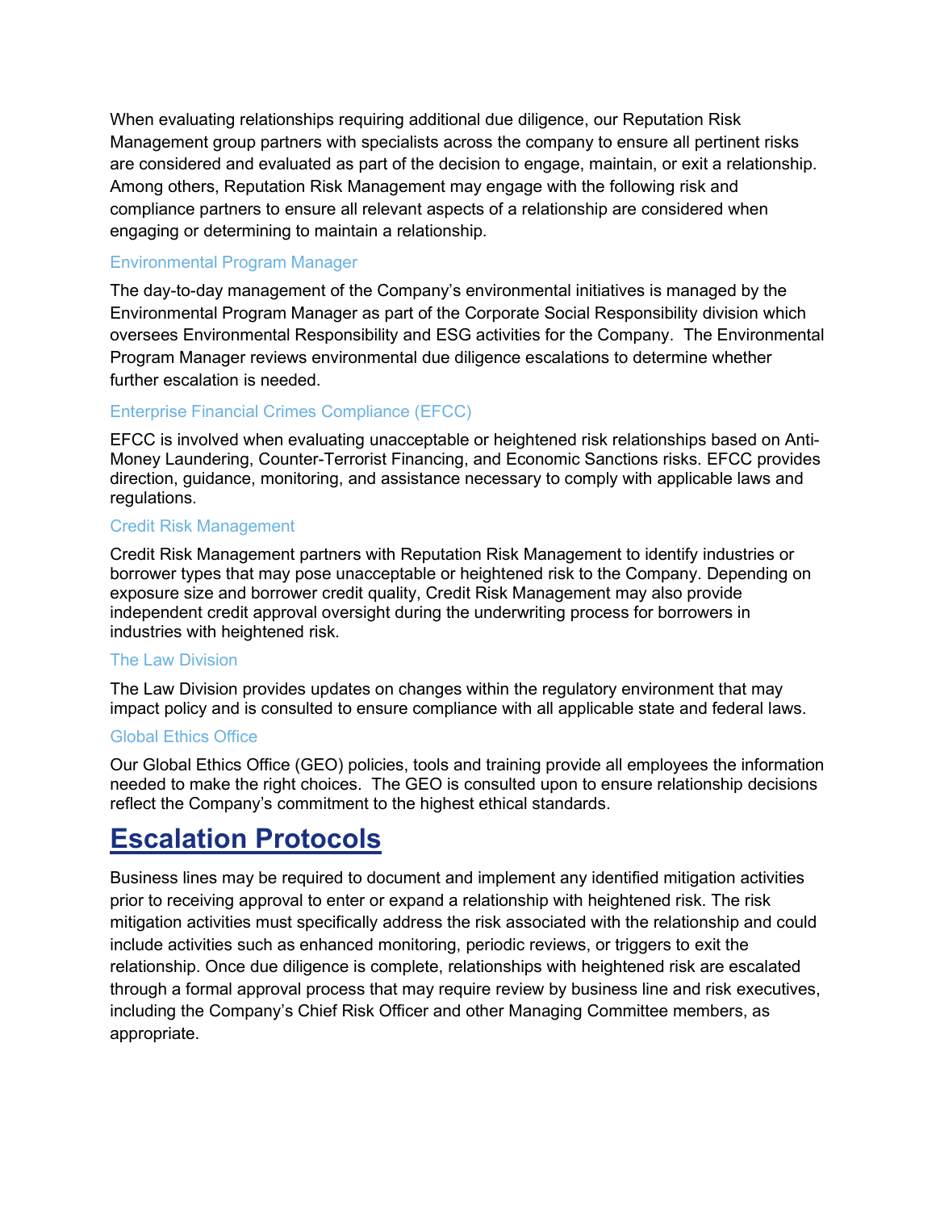When evaluating relationships requiring additional due diligence, our Reputation Risk Management group partners with specialists across the company to ensure all pertinent risks are considered and evaluated as part of the decision to engage, maintain, or exit a relationship. Among others, Reputation Risk Management may engage with the following risk and compliance partners to ensure all relevant aspects of a relationship are considered when engaging or determining to maintain a relationship.

### Environmental Program Manager

The day-to-day management of the Company's environmental initiatives is managed by the Environmental Program Manager as part of the Corporate Social Responsibility division which oversees Environmental Responsibility and ESG activities for the Company. The Environmental Program Manager reviews environmental due diligence escalations to determine whether further escalation is needed.

### Enterprise Financial Crimes Compliance (EFCC)

EFCC is involved when evaluating unacceptable or heightened risk relationships based on Anti-Money Laundering, Counter-Terrorist Financing, and Economic Sanctions risks. EFCC provides direction, guidance, monitoring, and assistance necessary to comply with applicable laws and regulations.

### Credit Risk Management

Credit Risk Management partners with Reputation Risk Management to identify industries or borrower types that may pose unacceptable or heightened risk to the Company. Depending on exposure size and borrower credit quality, Credit Risk Management may also provide independent credit approval oversight during the underwriting process for borrowers in industries with heightened risk.

### The Law Division

The Law Division provides updates on changes within the regulatory environment that may impact policy and is consulted to ensure compliance with all applicable state and federal laws.

### Global Ethics Office

Our Global Ethics Office (GEO) policies, tools and training provide all employees the information needed to make the right choices. The GEO is consulted upon to ensure relationship decisions reflect the Company's commitment to the highest ethical standards.

## Escalation Protocols

Business lines may be required to document and implement any identified mitigation activities prior to receiving approval to enter or expand a relationship with heightened risk. The risk mitigation activities must specifically address the risk associated with the relationship and could include activities such as enhanced monitoring, periodic reviews, or triggers to exit the relationship. Once due diligence is complete, relationships with heightened risk are escalated through a formal approval process that may require review by business line and risk executives, including the Company's Chief Risk Officer and other Managing Committee members, as appropriate.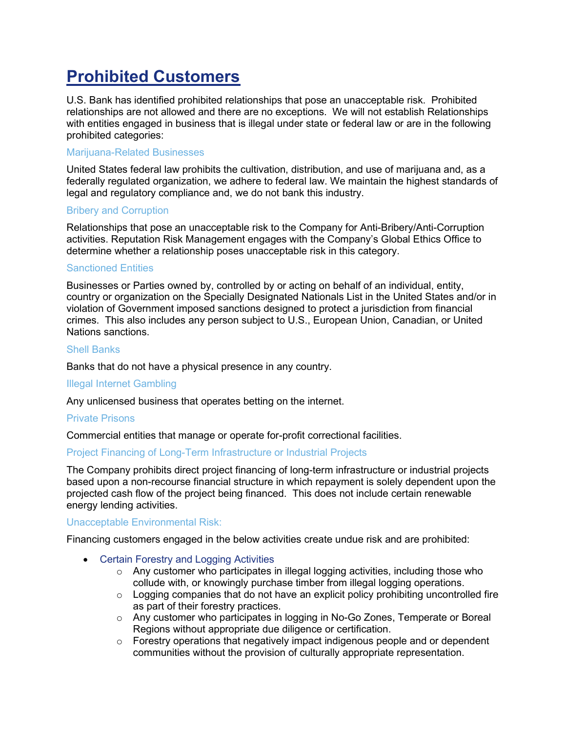# Prohibited Customers

U.S. Bank has identified prohibited relationships that pose an unacceptable risk. Prohibited relationships are not allowed and there are no exceptions. We will not establish Relationships with entities engaged in business that is illegal under state or federal law or are in the following prohibited categories:

### Marijuana-Related Businesses

United States federal law prohibits the cultivation, distribution, and use of marijuana and, as a federally regulated organization, we adhere to federal law. We maintain the highest standards of legal and regulatory compliance and, we do not bank this industry.

### Bribery and Corruption

Relationships that pose an unacceptable risk to the Company for Anti-Bribery/Anti-Corruption activities. Reputation Risk Management engages with the Company's Global Ethics Office to determine whether a relationship poses unacceptable risk in this category.

### Sanctioned Entities

Businesses or Parties owned by, controlled by or acting on behalf of an individual, entity, country or organization on the Specially Designated Nationals List in the United States and/or in violation of Government imposed sanctions designed to protect a jurisdiction from financial crimes. This also includes any person subject to U.S., European Union, Canadian, or United Nations sanctions.

### Shell Banks

Banks that do not have a physical presence in any country.

### Illegal Internet Gambling

Any unlicensed business that operates betting on the internet.

### Private Prisons

Commercial entities that manage or operate for-profit correctional facilities.

### Project Financing of Long-Term Infrastructure or Industrial Projects

The Company prohibits direct project financing of long-term infrastructure or industrial projects based upon a non-recourse financial structure in which repayment is solely dependent upon the projected cash flow of the project being financed. This does not include certain renewable energy lending activities.

### Unacceptable Environmental Risk:

Financing customers engaged in the below activities create undue risk and are prohibited:

- Certain Forestry and Logging Activities
  - Any customer who participates in illegal logging activities, including those who collude with, or knowingly purchase timber from illegal logging operations.
  - Logging companies that do not have an explicit policy prohibiting uncontrolled fire as part of their forestry practices.
  - Any customer who participates in logging in No-Go Zones, Temperate or Boreal Regions without appropriate due diligence or certification.
  - Forestry operations that negatively impact indigenous people and or dependent communities without the provision of culturally appropriate representation.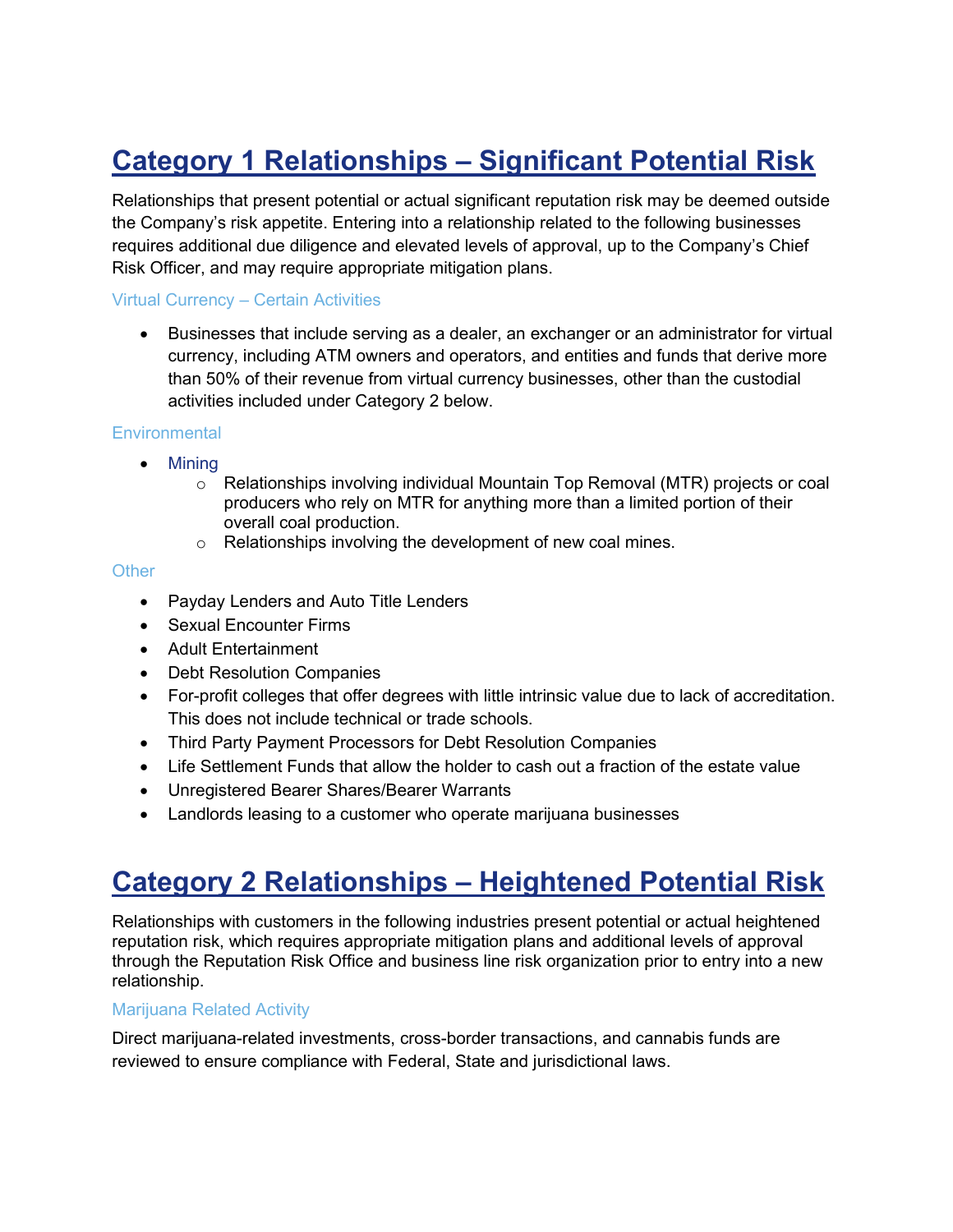# Category 1 Relationships – Significant Potential Risk

Relationships that present potential or actual significant reputation risk may be deemed outside the Company's risk appetite. Entering into a relationship related to the following businesses requires additional due diligence and elevated levels of approval, up to the Company's Chief Risk Officer, and may require appropriate mitigation plans.

### Virtual Currency – Certain Activities

- Businesses that include serving as a dealer, an exchanger or an administrator for virtual currency, including ATM owners and operators, and entities and funds that derive more than 50% of their revenue from virtual currency businesses, other than the custodial activities included under Category 2 below.

### Environmental

- Mining
  - Relationships involving individual Mountain Top Removal (MTR) projects or coal producers who rely on MTR for anything more than a limited portion of their overall coal production.
  - Relationships involving the development of new coal mines.

### Other

- Payday Lenders and Auto Title Lenders
- Sexual Encounter Firms
- Adult Entertainment
- Debt Resolution Companies
- For-profit colleges that offer degrees with little intrinsic value due to lack of accreditation. This does not include technical or trade schools.
- Third Party Payment Processors for Debt Resolution Companies
- Life Settlement Funds that allow the holder to cash out a fraction of the estate value
- Unregistered Bearer Shares/Bearer Warrants
- Landlords leasing to a customer who operate marijuana businesses

# Category 2 Relationships – Heightened Potential Risk

Relationships with customers in the following industries present potential or actual heightened reputation risk, which requires appropriate mitigation plans and additional levels of approval through the Reputation Risk Office and business line risk organization prior to entry into a new relationship.

### Marijuana Related Activity

Direct marijuana-related investments, cross-border transactions, and cannabis funds are reviewed to ensure compliance with Federal, State and jurisdictional laws.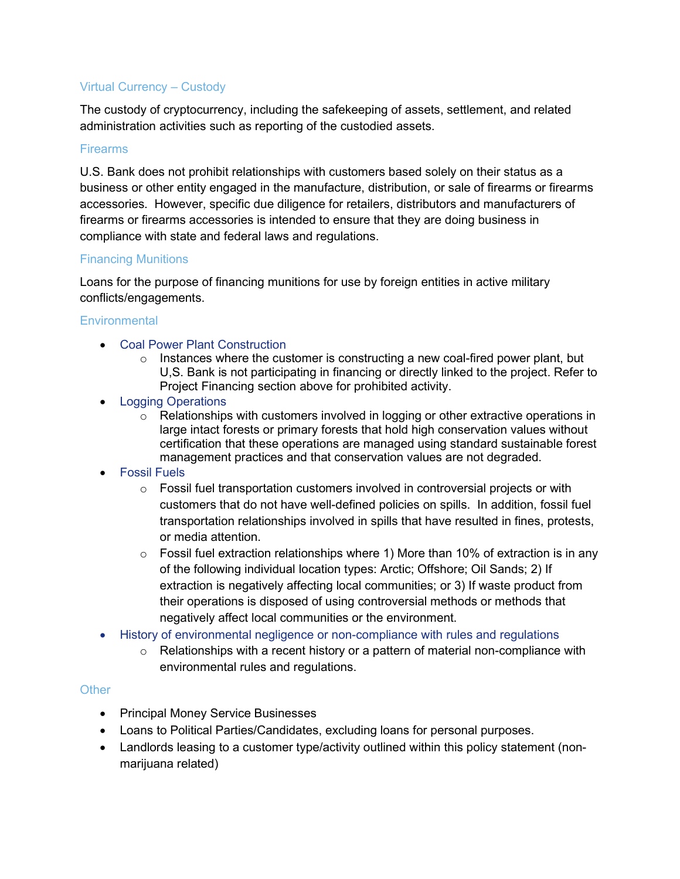### Virtual Currency – Custody

The custody of cryptocurrency, including the safekeeping of assets, settlement, and related administration activities such as reporting of the custodied assets.

### Firearms

U.S. Bank does not prohibit relationships with customers based solely on their status as a business or other entity engaged in the manufacture, distribution, or sale of firearms or firearms accessories.  However, specific due diligence for retailers, distributors and manufacturers of firearms or firearms accessories is intended to ensure that they are doing business in compliance with state and federal laws and regulations.

### Financing Munitions

Loans for the purpose of financing munitions for use by foreign entities in active military conflicts/engagements.

### Environmental

- Coal Power Plant Construction
  - Instances where the customer is constructing a new coal-fired power plant, but U,S. Bank is not participating in financing or directly linked to the project. Refer to Project Financing section above for prohibited activity.
- Logging Operations
  - Relationships with customers involved in logging or other extractive operations in large intact forests or primary forests that hold high conservation values without certification that these operations are managed using standard sustainable forest management practices and that conservation values are not degraded.
- Fossil Fuels
  - Fossil fuel transportation customers involved in controversial projects or with customers that do not have well-defined policies on spills.  In addition, fossil fuel transportation relationships involved in spills that have resulted in fines, protests, or media attention.
  - Fossil fuel extraction relationships where 1) More than 10% of extraction is in any of the following individual location types: Arctic; Offshore; Oil Sands; 2) If extraction is negatively affecting local communities; or 3) If waste product from their operations is disposed of using controversial methods or methods that negatively affect local communities or the environment.
- History of environmental negligence or non-compliance with rules and regulations
  - Relationships with a recent history or a pattern of material non-compliance with environmental rules and regulations.

### Other

- Principal Money Service Businesses
- Loans to Political Parties/Candidates, excluding loans for personal purposes.
- Landlords leasing to a customer type/activity outlined within this policy statement (non-marijuana related)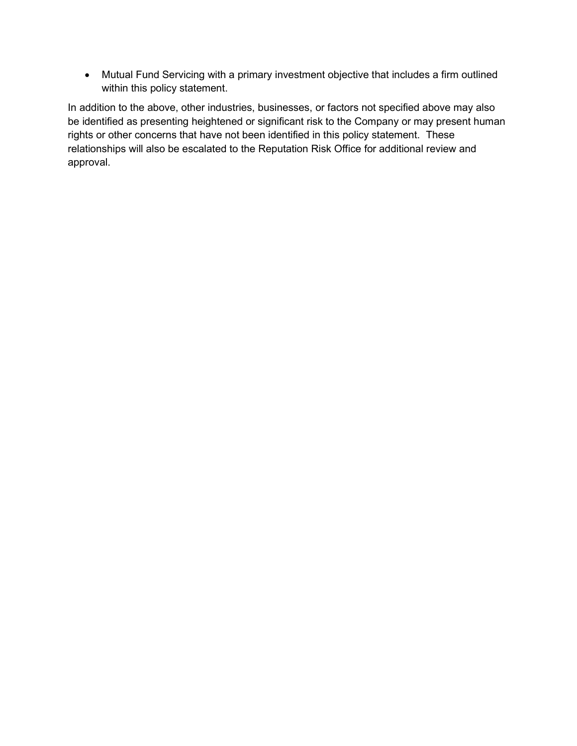- Mutual Fund Servicing with a primary investment objective that includes a firm outlined within this policy statement.

In addition to the above, other industries, businesses, or factors not specified above may also be identified as presenting heightened or significant risk to the Company or may present human rights or other concerns that have not been identified in this policy statement. These relationships will also be escalated to the Reputation Risk Office for additional review and approval.